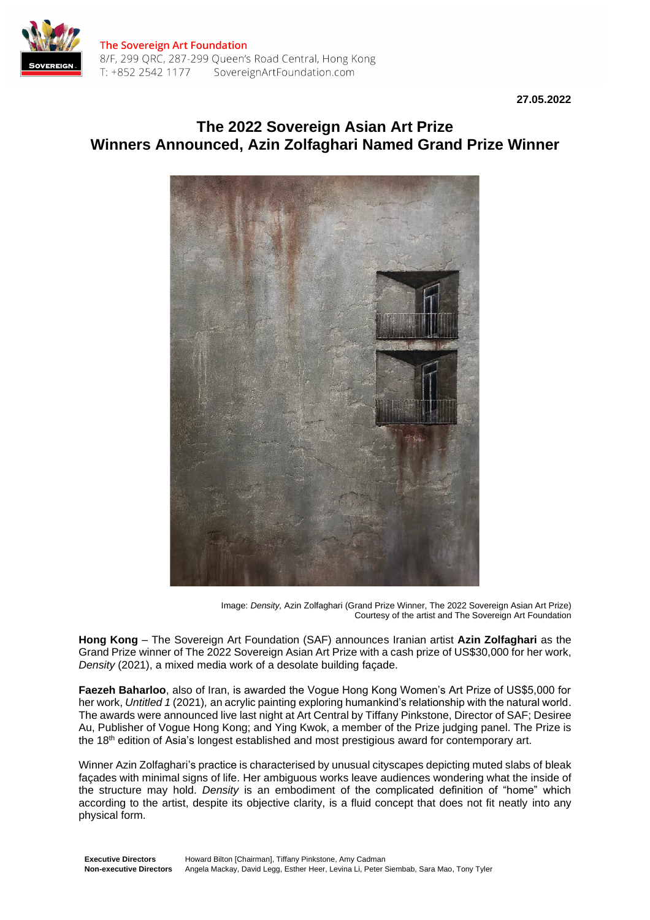The Sovereign Art Foundation
8/F, 299 QRC, 287-299 Queen's Road Central, Hong Kong
T: +852 2542 1177 SovereignArtFoundation.com

**27.05.2022**

# The 2022 Sovereign Asian Art Prize
# Winners Announced, Azin Zolfaghari Named Grand Prize Winner

Image: *Density,* Azin Zolfaghari (Grand Prize Winner, The 2022 Sovereign Asian Art Prize)
Courtesy of the artist and The Sovereign Art Foundation

**Hong Kong** – The Sovereign Art Foundation (SAF) announces Iranian artist **Azin Zolfaghari** as the Grand Prize winner of The 2022 Sovereign Asian Art Prize with a cash prize of US$30,000 for her work, *Density* (2021), a mixed media work of a desolate building façade.

**Faezeh Baharloo**, also of Iran, is awarded the Vogue Hong Kong Women's Art Prize of US$5,000 for her work, *Untitled 1* (2021), an acrylic painting exploring humankind's relationship with the natural world. The awards were announced live last night at Art Central by Tiffany Pinkstone, Director of SAF; Desiree Au, Publisher of Vogue Hong Kong; and Ying Kwok, a member of the Prize judging panel. The Prize is the 18th edition of Asia's longest established and most prestigious award for contemporary art.

Winner Azin Zolfaghari's practice is characterised by unusual cityscapes depicting muted slabs of bleak façades with minimal signs of life. Her ambiguous works leave audiences wondering what the inside of the structure may hold. *Density* is an embodiment of the complicated definition of "home" which according to the artist, despite its objective clarity, is a fluid concept that does not fit neatly into any physical form.

**Executive Directors** Howard Bilton [Chairman], Tiffany Pinkstone, Amy Cadman
**Non-executive Directors** Angela Mackay, David Legg, Esther Heer, Levina Li, Peter Siembab, Sara Mao, Tony Tyler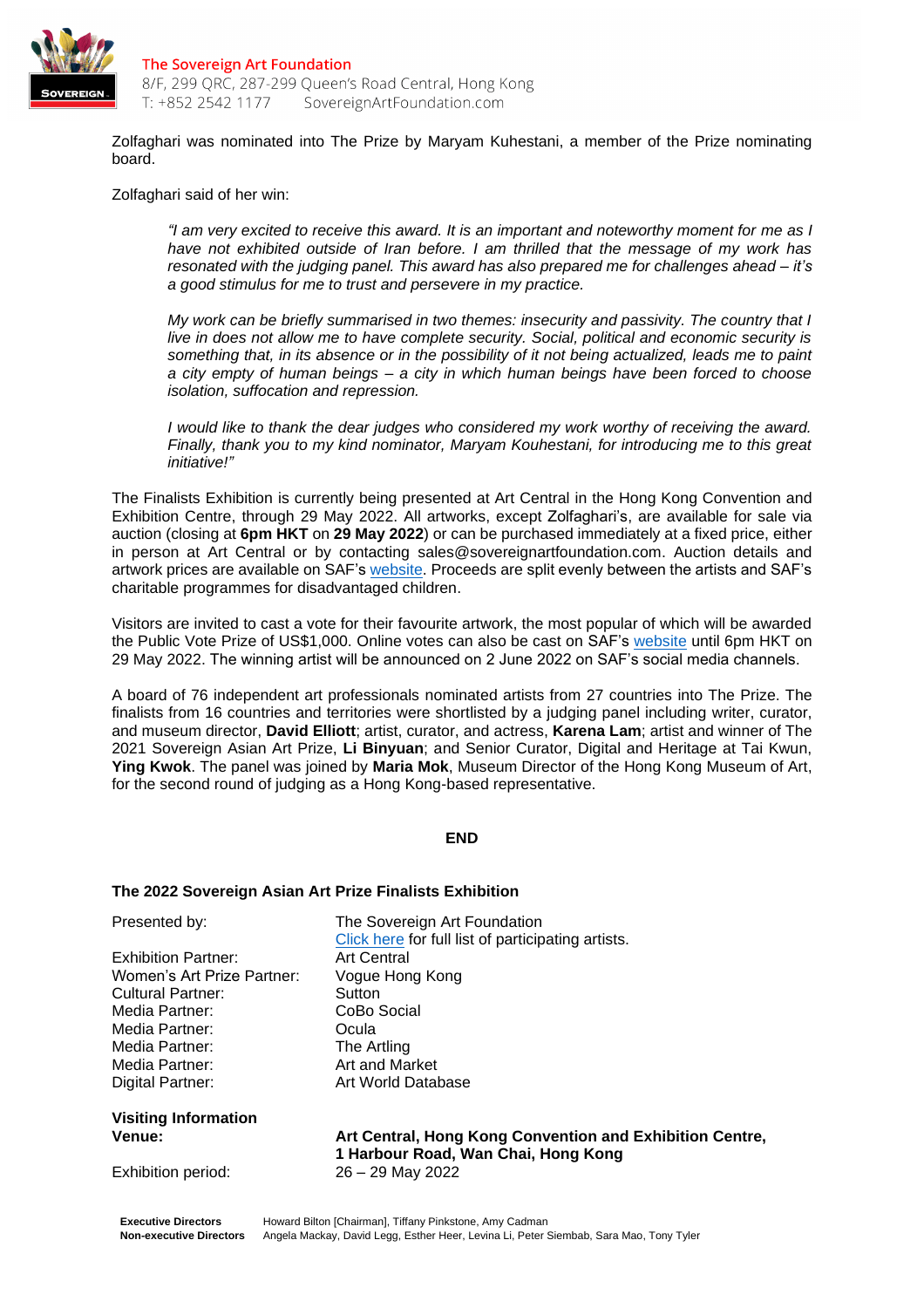Zolfaghari was nominated into The Prize by Maryam Kuhestani, a member of the Prize nominating board.

Zolfaghari said of her win:

> *"I am very excited to receive this award. It is an important and noteworthy moment for me as I have not exhibited outside of Iran before. I am thrilled that the message of my work has resonated with the judging panel. This award has also prepared me for challenges ahead – it's a good stimulus for me to trust and persevere in my practice.*
>
> *My work can be briefly summarised in two themes: insecurity and passivity. The country that I live in does not allow me to have complete security. Social, political and economic security is something that, in its absence or in the possibility of it not being actualized, leads me to paint a city empty of human beings – a city in which human beings have been forced to choose isolation, suffocation and repression.*
>
> *I would like to thank the dear judges who considered my work worthy of receiving the award. Finally, thank you to my kind nominator, Maryam Kouhestani, for introducing me to this great initiative!"*

The Finalists Exhibition is currently being presented at Art Central in the Hong Kong Convention and Exhibition Centre, through 29 May 2022. All artworks, except Zolfaghari's, are available for sale via auction (closing at **6pm HKT** on **29 May 2022**) or can be purchased immediately at a fixed price, either in person at Art Central or by contacting sales@sovereignartfoundation.com. Auction details and artwork prices are available on SAF's website. Proceeds are split evenly between the artists and SAF's charitable programmes for disadvantaged children.

Visitors are invited to cast a vote for their favourite artwork, the most popular of which will be awarded the Public Vote Prize of US$1,000. Online votes can also be cast on SAF's website until 6pm HKT on 29 May 2022. The winning artist will be announced on 2 June 2022 on SAF's social media channels.

A board of 76 independent art professionals nominated artists from 27 countries into The Prize. The finalists from 16 countries and territories were shortlisted by a judging panel including writer, curator, and museum director, **David Elliott**; artist, curator, and actress, **Karena Lam**; artist and winner of The 2021 Sovereign Asian Art Prize, **Li Binyuan**; and Senior Curator, Digital and Heritage at Tai Kwun, **Ying Kwok**. The panel was joined by **Maria Mok**, Museum Director of the Hong Kong Museum of Art, for the second round of judging as a Hong Kong-based representative.

**END**

## The 2022 Sovereign Asian Art Prize Finalists Exhibition

| | |
|---|---|
| Presented by: | The Sovereign Art Foundation<br>Click here for full list of participating artists. |
| Exhibition Partner: | Art Central |
| Women's Art Prize Partner: | Vogue Hong Kong |
| Cultural Partner: | Sutton |
| Media Partner: | CoBo Social |
| Media Partner: | Ocula |
| Media Partner: | The Artling |
| Media Partner: | Art and Market |
| Digital Partner: | Art World Database |

**Visiting Information**

| | |
|---|---|
| **Venue:** | **Art Central, Hong Kong Convention and Exhibition Centre, 1 Harbour Road, Wan Chai, Hong Kong** |
| Exhibition period: | 26 – 29 May 2022 |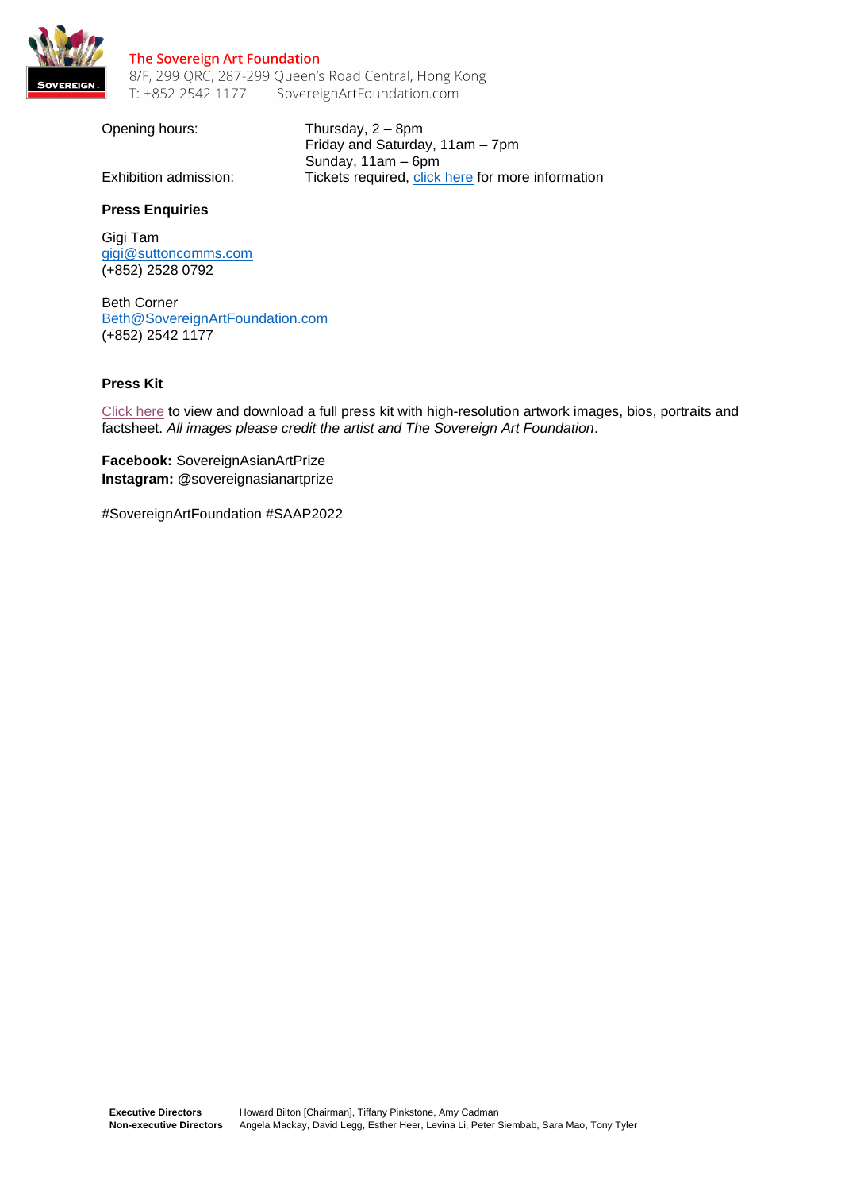| | |
|---|---|
| Opening hours: | Thursday, 2 – 8pm<br>Friday and Saturday, 11am – 7pm<br>Sunday, 11am – 6pm |
| Exhibition admission: | Tickets required, click here for more information |

**Press Enquiries**

Gigi Tam
gigi@suttoncomms.com
(+852) 2528 0792

Beth Corner
Beth@SovereignArtFoundation.com
(+852) 2542 1177

**Press Kit**

Click here to view and download a full press kit with high-resolution artwork images, bios, portraits and factsheet. *All images please credit the artist and The Sovereign Art Foundation*.

**Facebook:** SovereignAsianArtPrize
**Instagram:** @sovereignasianartprize

#SovereignArtFoundation #SAAP2022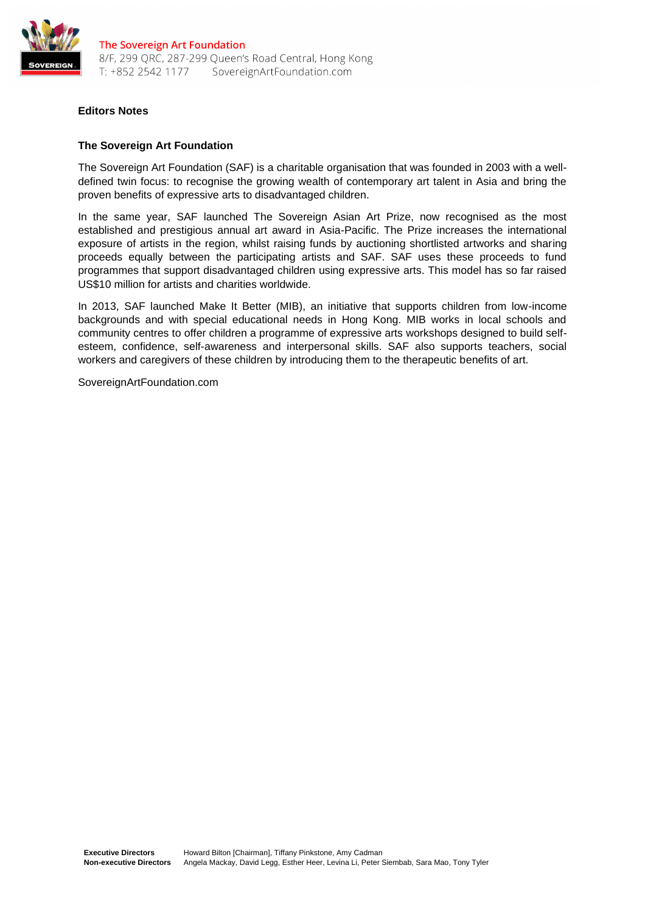**Editors Notes**

**The Sovereign Art Foundation**

The Sovereign Art Foundation (SAF) is a charitable organisation that was founded in 2003 with a well-defined twin focus: to recognise the growing wealth of contemporary art talent in Asia and bring the proven benefits of expressive arts to disadvantaged children.

In the same year, SAF launched The Sovereign Asian Art Prize, now recognised as the most established and prestigious annual art award in Asia-Pacific. The Prize increases the international exposure of artists in the region, whilst raising funds by auctioning shortlisted artworks and sharing proceeds equally between the participating artists and SAF. SAF uses these proceeds to fund programmes that support disadvantaged children using expressive arts. This model has so far raised US$10 million for artists and charities worldwide.

In 2013, SAF launched Make It Better (MIB), an initiative that supports children from low-income backgrounds and with special educational needs in Hong Kong. MIB works in local schools and community centres to offer children a programme of expressive arts workshops designed to build self-esteem, confidence, self-awareness and interpersonal skills. SAF also supports teachers, social workers and caregivers of these children by introducing them to the therapeutic benefits of art.

SovereignArtFoundation.com